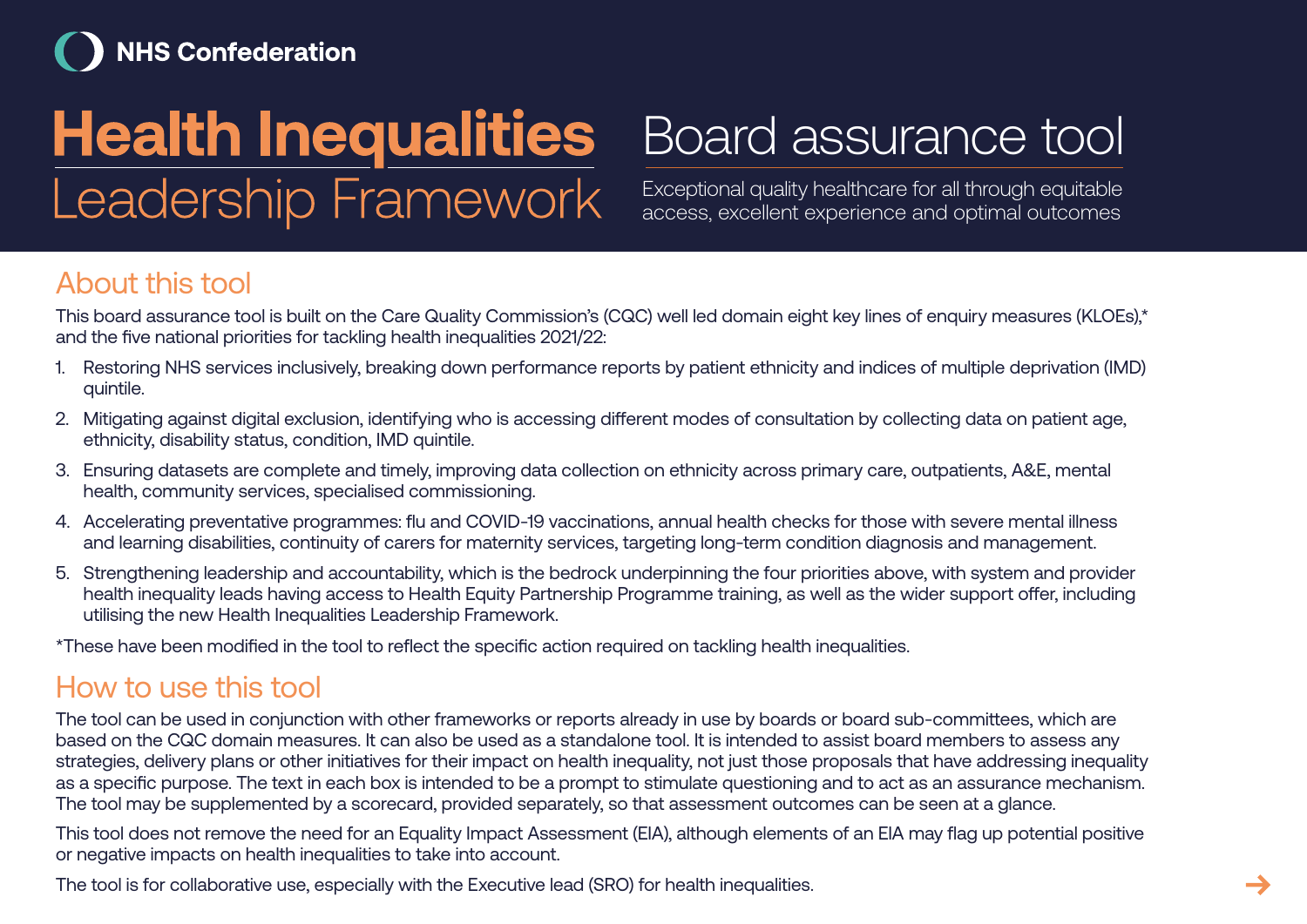NHS Confederation

# Health Inequalities Leadership Framework

# Board assurance tool

Exceptional quality healthcare for all through equitable access, excellent experience and optimal outcomes

## About this tool

This board assurance tool is built on the Care Quality Commission's (CQC) well led domain eight key lines of enquiry measures (KLOEs),* and the five national priorities for tackling health inequalities 2021/22:

1. Restoring NHS services inclusively, breaking down performance reports by patient ethnicity and indices of multiple deprivation (IMD) quintile.
2. Mitigating against digital exclusion, identifying who is accessing different modes of consultation by collecting data on patient age, ethnicity, disability status, condition, IMD quintile.
3. Ensuring datasets are complete and timely, improving data collection on ethnicity across primary care, outpatients, A&E, mental health, community services, specialised commissioning.
4. Accelerating preventative programmes: flu and COVID-19 vaccinations, annual health checks for those with severe mental illness and learning disabilities, continuity of carers for maternity services, targeting long-term condition diagnosis and management.
5. Strengthening leadership and accountability, which is the bedrock underpinning the four priorities above, with system and provider health inequality leads having access to Health Equity Partnership Programme training, as well as the wider support offer, including utilising the new Health Inequalities Leadership Framework.

*These have been modified in the tool to reflect the specific action required on tackling health inequalities.

## How to use this tool

The tool can be used in conjunction with other frameworks or reports already in use by boards or board sub-committees, which are based on the CQC domain measures. It can also be used as a standalone tool. It is intended to assist board members to assess any strategies, delivery plans or other initiatives for their impact on health inequality, not just those proposals that have addressing inequality as a specific purpose. The text in each box is intended to be a prompt to stimulate questioning and to act as an assurance mechanism. The tool may be supplemented by a scorecard, provided separately, so that assessment outcomes can be seen at a glance.

This tool does not remove the need for an Equality Impact Assessment (EIA), although elements of an EIA may flag up potential positive or negative impacts on health inequalities to take into account.

The tool is for collaborative use, especially with the Executive lead (SRO) for health inequalities.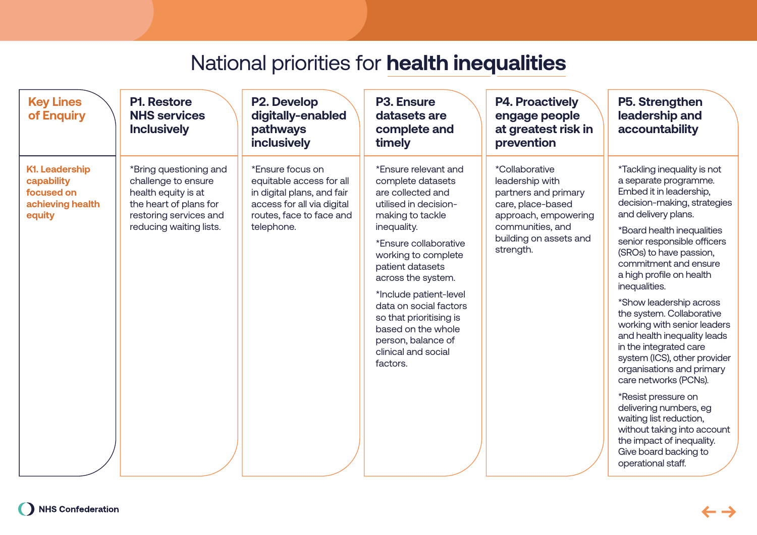# National priorities for **health inequalities**

| Key Lines of Enquiry | P1. Restore NHS services Inclusively | P2. Develop digitally-enabled pathways inclusively | P3. Ensure datasets are complete and timely | P4. Proactively engage people at greatest risk in prevention | P5. Strengthen leadership and accountability |
|---|---|---|---|---|---|
| K1. Leadership capability focused on achieving health equity | *Bring questioning and challenge to ensure health equity is at the heart of plans for restoring services and reducing waiting lists. | *Ensure focus on equitable access for all in digital plans, and fair access for all via digital routes, face to face and telephone. | *Ensure relevant and complete datasets are collected and utilised in decision-making to tackle inequality.<br><br>*Ensure collaborative working to complete patient datasets across the system.<br><br>*Include patient-level data on social factors so that prioritising is based on the whole person, balance of clinical and social factors. | *Collaborative leadership with partners and primary care, place-based approach, empowering communities, and building on assets and strength. | *Tackling inequality is not a separate programme. Embed it in leadership, decision-making, strategies and delivery plans.<br><br>*Board health inequalities senior responsible officers (SROs) to have passion, commitment and ensure a high profile on health inequalities.<br><br>*Show leadership across the system. Collaborative working with senior leaders and health inequality leads in the integrated care system (ICS), other provider organisations and primary care networks (PCNs).<br><br>*Resist pressure on delivering numbers, eg waiting list reduction, without taking into account the impact of inequality. Give board backing to operational staff. |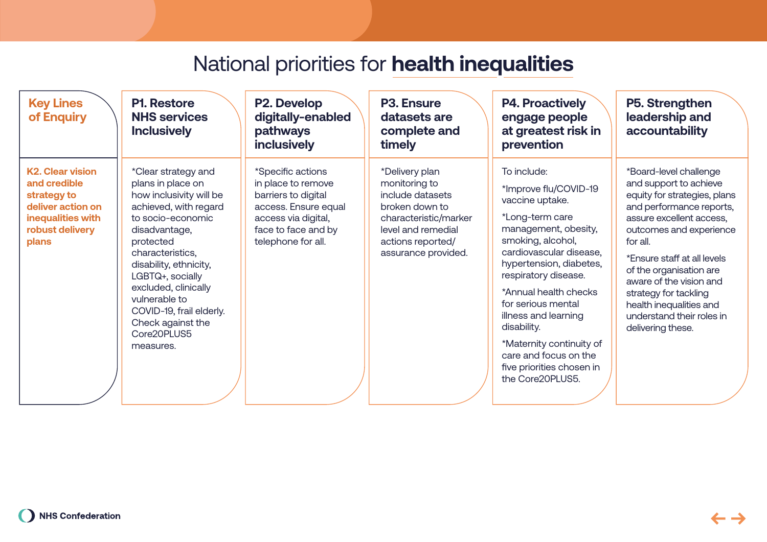# National priorities for **health inequalities**

| Key Lines of Enquiry | P1. Restore NHS services Inclusively | P2. Develop digitally-enabled pathways inclusively | P3. Ensure datasets are complete and timely | P4. Proactively engage people at greatest risk in prevention | P5. Strengthen leadership and accountability |
|---|---|---|---|---|---|
| **K2. Clear vision and credible strategy to deliver action on inequalities with robust delivery plans** | *Clear strategy and plans in place on how inclusivity will be achieved, with regard to socio-economic disadvantage, protected characteristics, disability, ethnicity, LGBTQ+, socially excluded, clinically vulnerable to COVID-19, frail elderly. Check against the Core20PLUS5 measures. | *Specific actions in place to remove barriers to digital access. Ensure equal access via digital, face to face and by telephone for all. | *Delivery plan monitoring to include datasets broken down to characteristic/marker level and remedial actions reported/ assurance provided. | To include:<br><br>*Improve flu/COVID-19 vaccine uptake.<br><br>*Long-term care management, obesity, smoking, alcohol, cardiovascular disease, hypertension, diabetes, respiratory disease.<br><br>*Annual health checks for serious mental illness and learning disability.<br><br>*Maternity continuity of care and focus on the five priorities chosen in the Core20PLUS5. | *Board-level challenge and support to achieve equity for strategies, plans and performance reports, assure excellent access, outcomes and experience for all.<br><br>*Ensure staff at all levels of the organisation are aware of the vision and strategy for tackling health inequalities and understand their roles in delivering these. |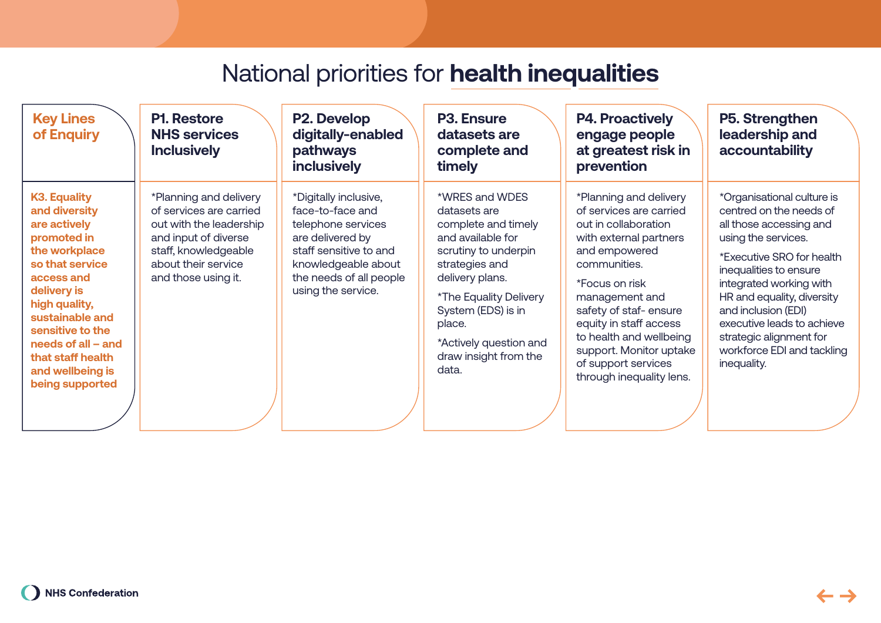# National priorities for **health inequalities**

| Key Lines of Enquiry | P1. Restore NHS services Inclusively | P2. Develop digitally-enabled pathways inclusively | P3. Ensure datasets are complete and timely | P4. Proactively engage people at greatest risk in prevention | P5. Strengthen leadership and accountability |
|---|---|---|---|---|---|
| **K3. Equality and diversity are actively promoted in the workplace so that service access and delivery is high quality, sustainable and sensitive to the needs of all – and that staff health and wellbeing is being supported** | *Planning and delivery of services are carried out with the leadership and input of diverse staff, knowledgeable about their service and those using it. | *Digitally inclusive, face-to-face and telephone services are delivered by staff sensitive to and knowledgeable about the needs of all people using the service. | *WRES and WDES datasets are complete and timely and available for scrutiny to underpin strategies and delivery plans.<br><br>*The Equality Delivery System (EDS) is in place.<br><br>*Actively question and draw insight from the data. | *Planning and delivery of services are carried out in collaboration with external partners and empowered communities.<br><br>*Focus on risk management and safety of staf- ensure equity in staff access to health and wellbeing support. Monitor uptake of support services through inequality lens. | *Organisational culture is centred on the needs of all those accessing and using the services.<br><br>*Executive SRO for health inequalities to ensure integrated working with HR and equality, diversity and inclusion (EDI) executive leads to achieve strategic alignment for workforce EDI and tackling inequality. |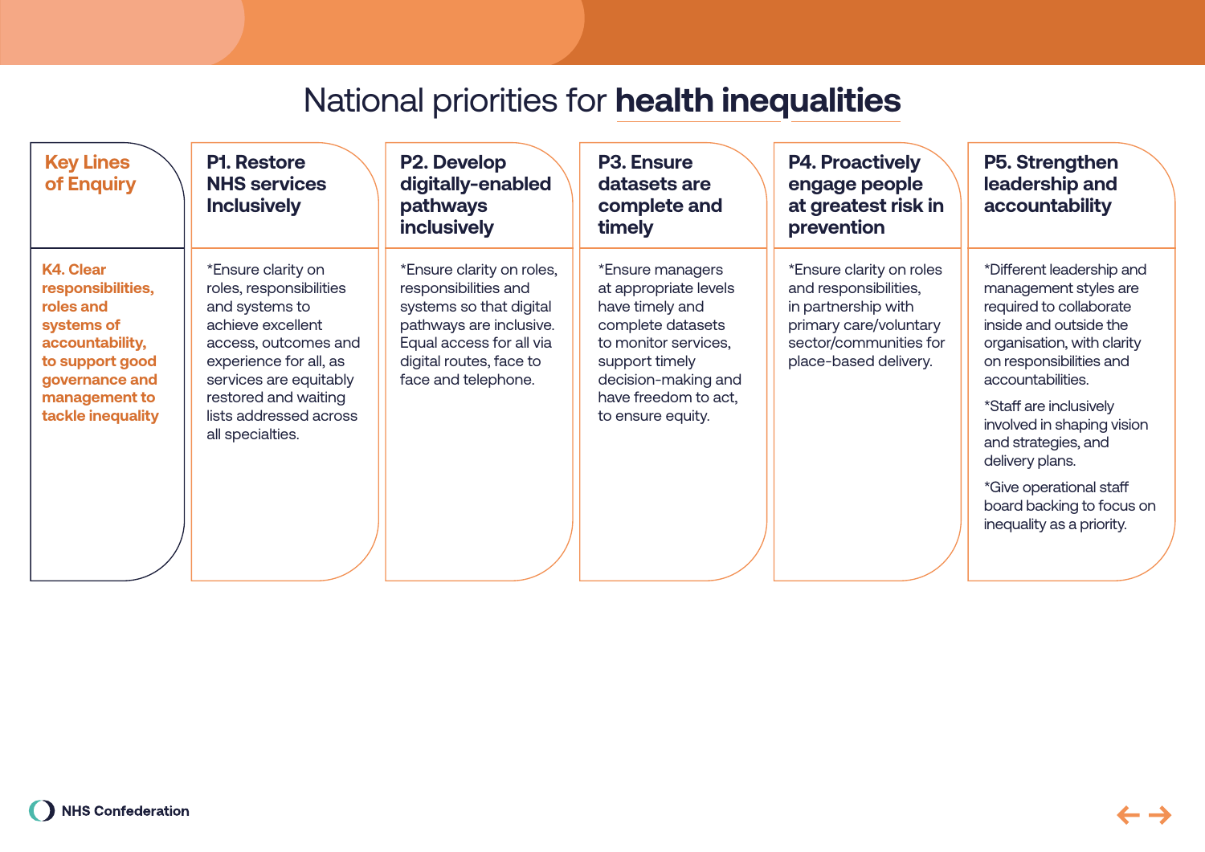# National priorities for **health inequalities**

| Key Lines of Enquiry | P1. Restore NHS services Inclusively | P2. Develop digitally-enabled pathways inclusively | P3. Ensure datasets are complete and timely | P4. Proactively engage people at greatest risk in prevention | P5. Strengthen leadership and accountability |
|---|---|---|---|---|---|
| **K4. Clear responsibilities, roles and systems of accountability, to support good governance and management to tackle inequality** | *Ensure clarity on roles, responsibilities and systems to achieve excellent access, outcomes and experience for all, as services are equitably restored and waiting lists addressed across all specialties. | *Ensure clarity on roles, responsibilities and systems so that digital pathways are inclusive. Equal access for all via digital routes, face to face and telephone. | *Ensure managers at appropriate levels have timely and complete datasets to monitor services, support timely decision-making and have freedom to act, to ensure equity. | *Ensure clarity on roles and responsibilities, in partnership with primary care/voluntary sector/communities for place-based delivery. | *Different leadership and management styles are required to collaborate inside and outside the organisation, with clarity on responsibilities and accountabilities.<br>*Staff are inclusively involved in shaping vision and strategies, and delivery plans.<br>*Give operational staff board backing to focus on inequality as a priority. |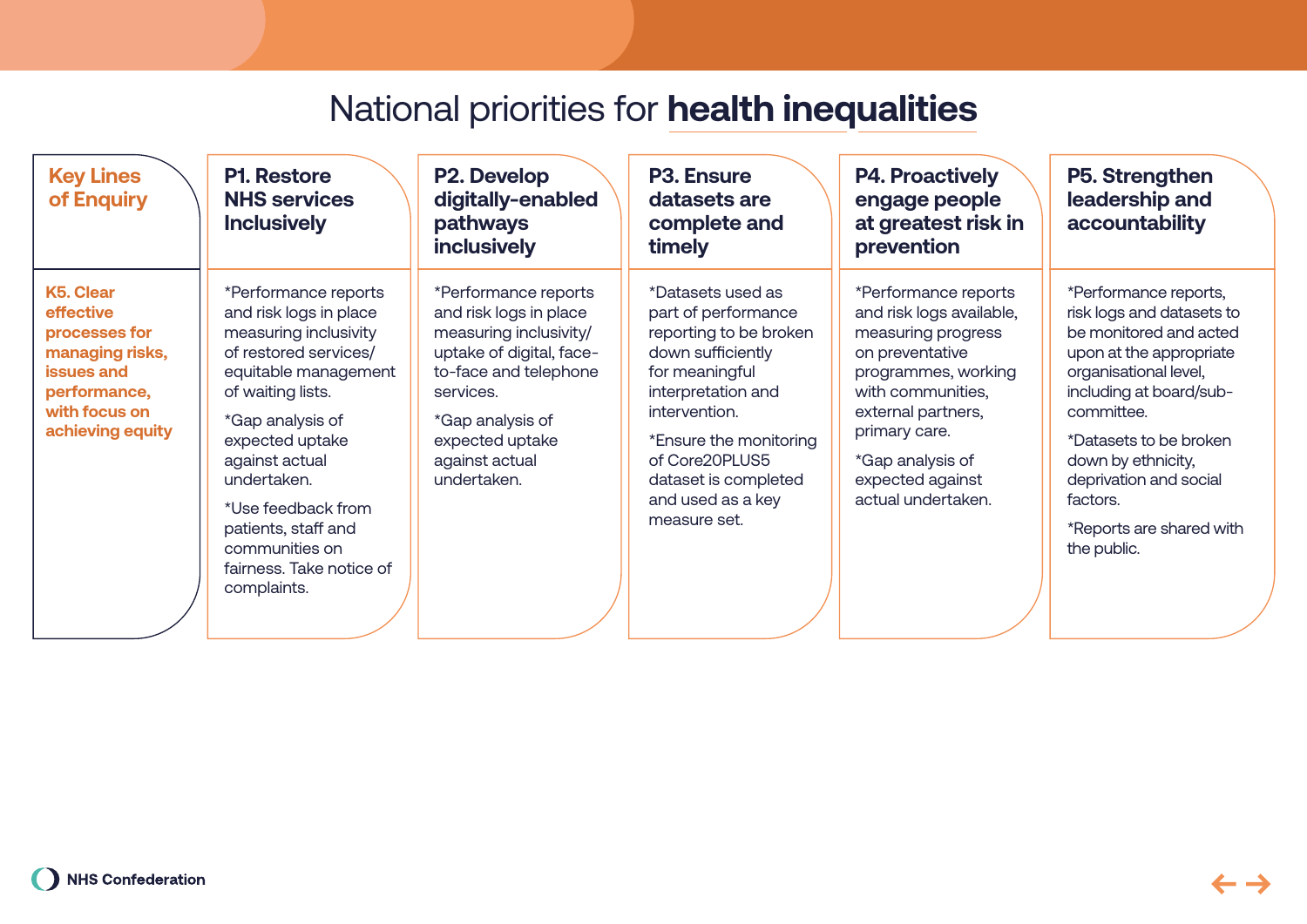# National priorities for **health inequalities**

| Key Lines of Enquiry | P1. Restore NHS services Inclusively | P2. Develop digitally-enabled pathways inclusively | P3. Ensure datasets are complete and timely | P4. Proactively engage people at greatest risk in prevention | P5. Strengthen leadership and accountability |
|---|---|---|---|---|---|
| **K5. Clear effective processes for managing risks, issues and performance, with focus on achieving equity** | *Performance reports and risk logs in place measuring inclusivity of restored services/ equitable management of waiting lists.<br><br>*Gap analysis of expected uptake against actual undertaken.<br><br>*Use feedback from patients, staff and communities on fairness. Take notice of complaints. | *Performance reports and risk logs in place measuring inclusivity/ uptake of digital, face-to-face and telephone services.<br><br>*Gap analysis of expected uptake against actual undertaken. | *Datasets used as part of performance reporting to be broken down sufficiently for meaningful interpretation and intervention.<br><br>*Ensure the monitoring of Core20PLUS5 dataset is completed and used as a key measure set. | *Performance reports and risk logs available, measuring progress on preventative programmes, working with communities, external partners, primary care.<br><br>*Gap analysis of expected against actual undertaken. | *Performance reports, risk logs and datasets to be monitored and acted upon at the appropriate organisational level, including at board/sub-committee.<br><br>*Datasets to be broken down by ethnicity, deprivation and social factors.<br><br>*Reports are shared with the public. |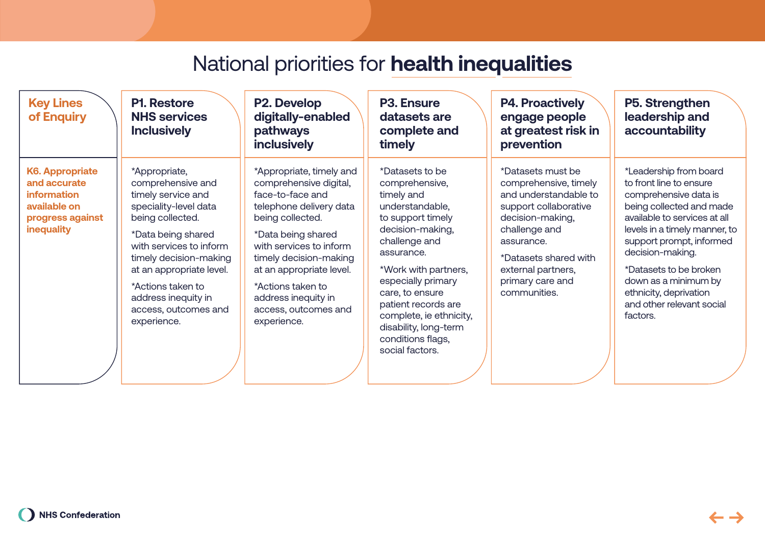# National priorities for **health inequalities**

| Key Lines of Enquiry | P1. Restore NHS services Inclusively | P2. Develop digitally-enabled pathways inclusively | P3. Ensure datasets are complete and timely | P4. Proactively engage people at greatest risk in prevention | P5. Strengthen leadership and accountability |
|---|---|---|---|---|---|
| **K6. Appropriate and accurate information available on progress against inequality** | *Appropriate, comprehensive and timely service and speciality-level data being collected.<br><br>*Data being shared with services to inform timely decision-making at an appropriate level.<br><br>*Actions taken to address inequity in access, outcomes and experience. | *Appropriate, timely and comprehensive digital, face-to-face and telephone delivery data being collected.<br><br>*Data being shared with services to inform timely decision-making at an appropriate level.<br><br>*Actions taken to address inequity in access, outcomes and experience. | *Datasets to be comprehensive, timely and understandable, to support timely decision-making, challenge and assurance.<br><br>*Work with partners, especially primary care, to ensure patient records are complete, ie ethnicity, disability, long-term conditions flags, social factors. | *Datasets must be comprehensive, timely and understandable to support collaborative decision-making, challenge and assurance.<br><br>*Datasets shared with external partners, primary care and communities. | *Leadership from board to front line to ensure comprehensive data is being collected and made available to services at all levels in a timely manner, to support prompt, informed decision-making.<br><br>*Datasets to be broken down as a minimum by ethnicity, deprivation and other relevant social factors. |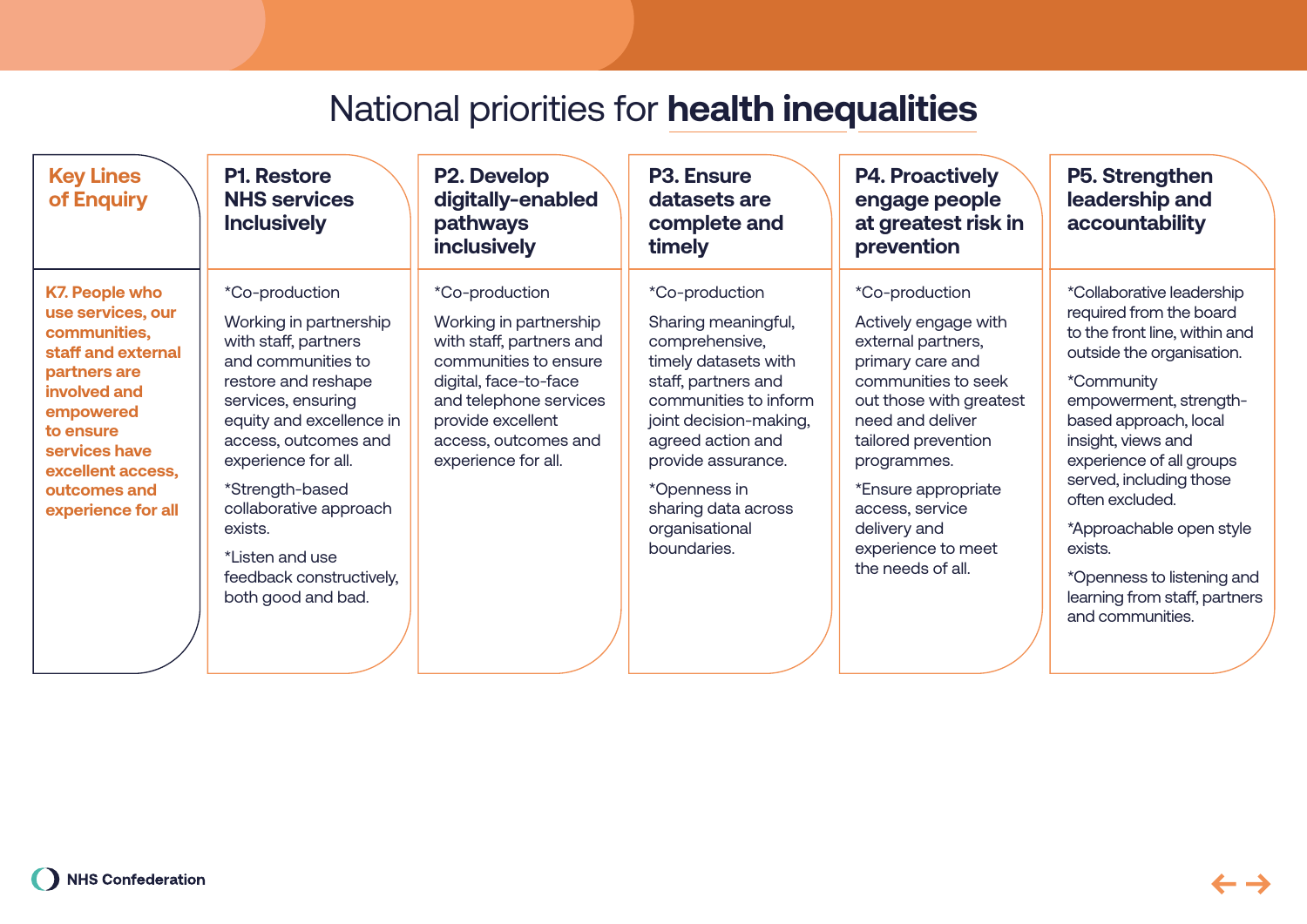# National priorities for **health inequalities**

| Key Lines of Enquiry | P1. Restore NHS services Inclusively | P2. Develop digitally-enabled pathways inclusively | P3. Ensure datasets are complete and timely | P4. Proactively engage people at greatest risk in prevention | P5. Strengthen leadership and accountability |
|---|---|---|---|---|---|
| **K7. People who use services, our communities, staff and external partners are involved and empowered to ensure services have excellent access, outcomes and experience for all** | *Co-production<br><br>Working in partnership with staff, partners and communities to restore and reshape services, ensuring equity and excellence in access, outcomes and experience for all.<br><br>*Strength-based collaborative approach exists.<br><br>*Listen and use feedback constructively, both good and bad. | *Co-production<br><br>Working in partnership with staff, partners and communities to ensure digital, face-to-face and telephone services provide excellent access, outcomes and experience for all. | *Co-production<br><br>Sharing meaningful, comprehensive, timely datasets with staff, partners and communities to inform joint decision-making, agreed action and provide assurance.<br><br>*Openness in sharing data across organisational boundaries. | *Co-production<br><br>Actively engage with external partners, primary care and communities to seek out those with greatest need and deliver tailored prevention programmes.<br><br>*Ensure appropriate access, service delivery and experience to meet the needs of all. | *Collaborative leadership required from the board to the front line, within and outside the organisation.<br><br>*Community empowerment, strength-based approach, local insight, views and experience of all groups served, including those often excluded.<br><br>*Approachable open style exists.<br><br>*Openness to listening and learning from staff, partners and communities. |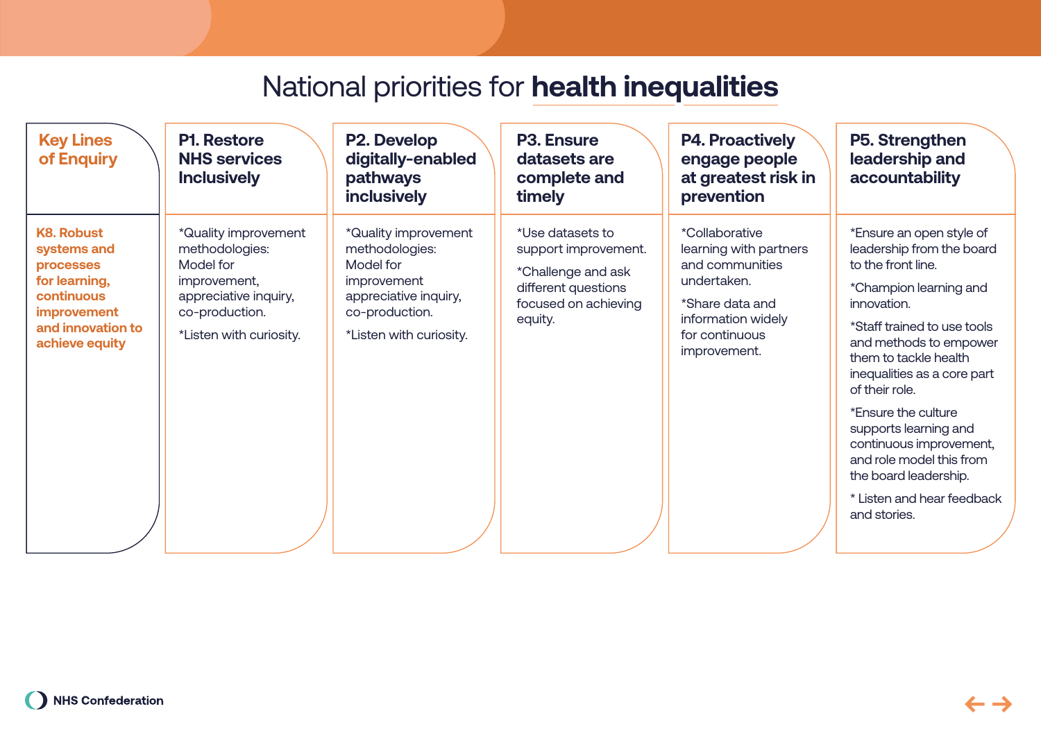# National priorities for **health inequalities**

| Key Lines of Enquiry | P1. Restore NHS services Inclusively | P2. Develop digitally-enabled pathways inclusively | P3. Ensure datasets are complete and timely | P4. Proactively engage people at greatest risk in prevention | P5. Strengthen leadership and accountability |
|---|---|---|---|---|---|
| **K8. Robust systems and processes for learning, continuous improvement and innovation to achieve equity** | *Quality improvement methodologies: Model for improvement, appreciative inquiry, co-production.<br><br>*Listen with curiosity. | *Quality improvement methodologies: Model for improvement appreciative inquiry, co-production.<br><br>*Listen with curiosity. | *Use datasets to support improvement.<br><br>*Challenge and ask different questions focused on achieving equity. | *Collaborative learning with partners and communities undertaken.<br><br>*Share data and information widely for continuous improvement. | *Ensure an open style of leadership from the board to the front line.<br><br>*Champion learning and innovation.<br><br>*Staff trained to use tools and methods to empower them to tackle health inequalities as a core part of their role.<br><br>*Ensure the culture supports learning and continuous improvement, and role model this from the board leadership.<br><br>* Listen and hear feedback and stories. |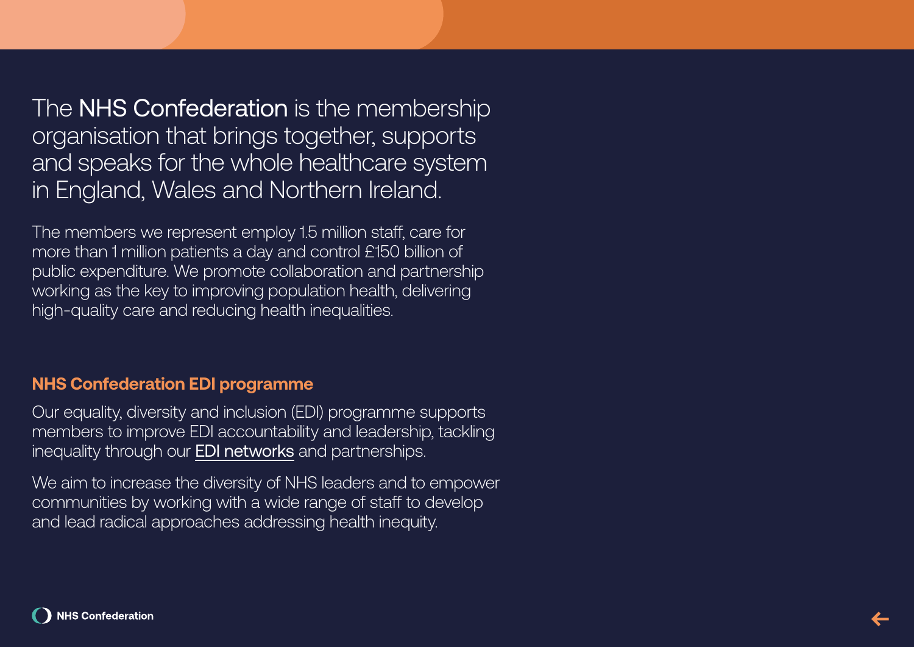The **NHS Confederation** is the membership organisation that brings together, supports and speaks for the whole healthcare system in England, Wales and Northern Ireland.

The members we represent employ 1.5 million staff, care for more than 1 million patients a day and control £150 billion of public expenditure. We promote collaboration and partnership working as the key to improving population health, delivering high-quality care and reducing health inequalities.

## NHS Confederation EDI programme

Our equality, diversity and inclusion (EDI) programme supports members to improve EDI accountability and leadership, tackling inequality through our EDI networks and partnerships.

We aim to increase the diversity of NHS leaders and to empower communities by working with a wide range of staff to develop and lead radical approaches addressing health inequity.

NHS Confederation